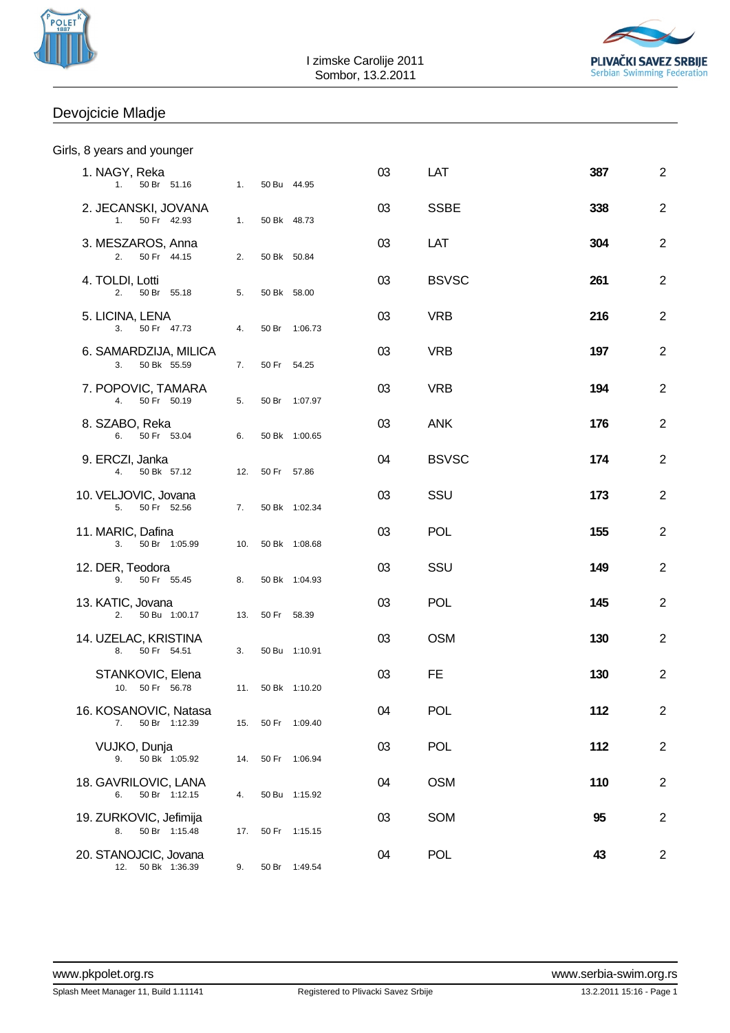I zimske Carolije 2011
Sombor, 13.2.2011

## Devojcicie Mladje

### Girls, 8 years and younger

| Place | Name | Event 1 | Event 2 | YoB | Club | Points | |
|---|---|---|---|---|---|---|---|
| 1. | NAGY, Reka | 1. 50 Br 51.16 | 1. 50 Bu 44.95 | 03 | LAT | **387** | 2 |
| 2. | JECANSKI, JOVANA | 1. 50 Fr 42.93 | 1. 50 Bk 48.73 | 03 | SSBE | **338** | 2 |
| 3. | MESZAROS, Anna | 2. 50 Fr 44.15 | 2. 50 Bk 50.84 | 03 | LAT | **304** | 2 |
| 4. | TOLDI, Lotti | 2. 50 Br 55.18 | 5. 50 Bk 58.00 | 03 | BSVSC | **261** | 2 |
| 5. | LICINA, LENA | 3. 50 Fr 47.73 | 4. 50 Br 1:06.73 | 03 | VRB | **216** | 2 |
| 6. | SAMARDZIJA, MILICA | 3. 50 Bk 55.59 | 7. 50 Fr 54.25 | 03 | VRB | **197** | 2 |
| 7. | POPOVIC, TAMARA | 4. 50 Fr 50.19 | 5. 50 Br 1:07.97 | 03 | VRB | **194** | 2 |
| 8. | SZABO, Reka | 6. 50 Fr 53.04 | 6. 50 Bk 1:00.65 | 03 | ANK | **176** | 2 |
| 9. | ERCZI, Janka | 4. 50 Bk 57.12 | 12. 50 Fr 57.86 | 04 | BSVSC | **174** | 2 |
| 10. | VELJOVIC, Jovana | 5. 50 Fr 52.56 | 7. 50 Bk 1:02.34 | 03 | SSU | **173** | 2 |
| 11. | MARIC, Dafina | 3. 50 Br 1:05.99 | 10. 50 Bk 1:08.68 | 03 | POL | **155** | 2 |
| 12. | DER, Teodora | 9. 50 Fr 55.45 | 8. 50 Bk 1:04.93 | 03 | SSU | **149** | 2 |
| 13. | KATIC, Jovana | 2. 50 Bu 1:00.17 | 13. 50 Fr 58.39 | 03 | POL | **145** | 2 |
| 14. | UZELAC, KRISTINA | 8. 50 Fr 54.51 | 3. 50 Bu 1:10.91 | 03 | OSM | **130** | 2 |
| | STANKOVIC, Elena | 10. 50 Fr 56.78 | 11. 50 Bk 1:10.20 | 03 | FE | **130** | 2 |
| 16. | KOSANOVIC, Natasa | 7. 50 Br 1:12.39 | 15. 50 Fr 1:09.40 | 04 | POL | **112** | 2 |
| | VUJKO, Dunja | 9. 50 Bk 1:05.92 | 14. 50 Fr 1:06.94 | 03 | POL | **112** | 2 |
| 18. | GAVRILOVIC, LANA | 6. 50 Br 1:12.15 | 4. 50 Bu 1:15.92 | 04 | OSM | **110** | 2 |
| 19. | ZURKOVIC, Jefimija | 8. 50 Br 1:15.48 | 17. 50 Fr 1:15.15 | 03 | SOM | **95** | 2 |
| 20. | STANOJCIC, Jovana | 12. 50 Bk 1:36.39 | 9. 50 Br 1:49.54 | 04 | POL | **43** | 2 |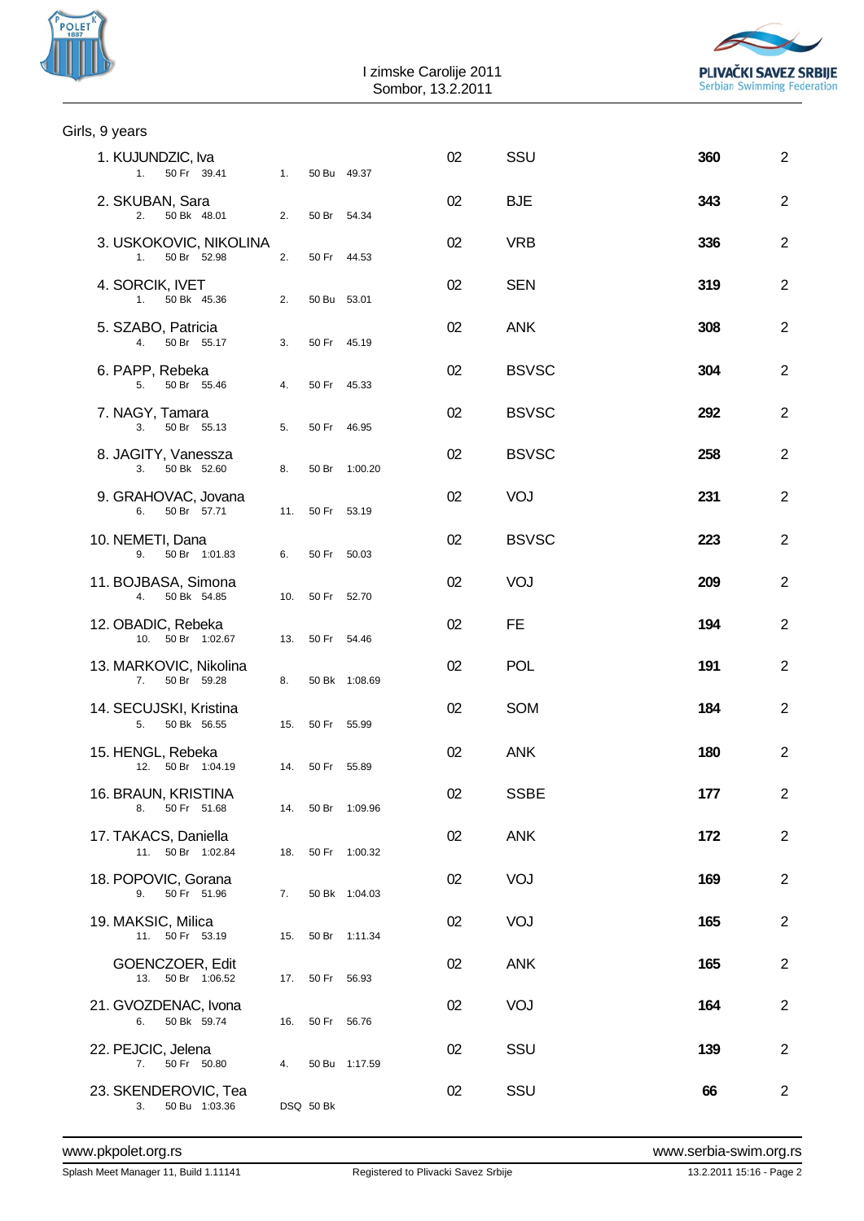I zimske Carolije 2011
Sombor, 13.2.2011

## Girls, 9 years

| Place | Name | Event 1 | Event 2 | YoB | Club | Points | |
|---|---|---|---|---|---|---|---|
| 1. | KUJUNDZIC, Iva | 1. 50 Fr 39.41 | 1. 50 Bu 49.37 | 02 | SSU | **360** | 2 |
| 2. | SKUBAN, Sara | 2. 50 Bk 48.01 | 2. 50 Br 54.34 | 02 | BJE | **343** | 2 |
| 3. | USKOKOVIC, NIKOLINA | 1. 50 Br 52.98 | 2. 50 Fr 44.53 | 02 | VRB | **336** | 2 |
| 4. | SORCIK, IVET | 1. 50 Bk 45.36 | 2. 50 Bu 53.01 | 02 | SEN | **319** | 2 |
| 5. | SZABO, Patricia | 4. 50 Br 55.17 | 3. 50 Fr 45.19 | 02 | ANK | **308** | 2 |
| 6. | PAPP, Rebeka | 5. 50 Br 55.46 | 4. 50 Fr 45.33 | 02 | BSVSC | **304** | 2 |
| 7. | NAGY, Tamara | 3. 50 Br 55.13 | 5. 50 Fr 46.95 | 02 | BSVSC | **292** | 2 |
| 8. | JAGITY, Vanessza | 3. 50 Bk 52.60 | 8. 50 Br 1:00.20 | 02 | BSVSC | **258** | 2 |
| 9. | GRAHOVAC, Jovana | 6. 50 Br 57.71 | 11. 50 Fr 53.19 | 02 | VOJ | **231** | 2 |
| 10. | NEMETI, Dana | 9. 50 Br 1:01.83 | 6. 50 Fr 50.03 | 02 | BSVSC | **223** | 2 |
| 11. | BOJBASA, Simona | 4. 50 Bk 54.85 | 10. 50 Fr 52.70 | 02 | VOJ | **209** | 2 |
| 12. | OBADIC, Rebeka | 10. 50 Br 1:02.67 | 13. 50 Fr 54.46 | 02 | FE | **194** | 2 |
| 13. | MARKOVIC, Nikolina | 7. 50 Br 59.28 | 8. 50 Bk 1:08.69 | 02 | POL | **191** | 2 |
| 14. | SECUJSKI, Kristina | 5. 50 Bk 56.55 | 15. 50 Fr 55.99 | 02 | SOM | **184** | 2 |
| 15. | HENGL, Rebeka | 12. 50 Br 1:04.19 | 14. 50 Fr 55.89 | 02 | ANK | **180** | 2 |
| 16. | BRAUN, KRISTINA | 8. 50 Fr 51.68 | 14. 50 Br 1:09.96 | 02 | SSBE | **177** | 2 |
| 17. | TAKACS, Daniella | 11. 50 Br 1:02.84 | 18. 50 Fr 1:00.32 | 02 | ANK | **172** | 2 |
| 18. | POPOVIC, Gorana | 9. 50 Fr 51.96 | 7. 50 Bk 1:04.03 | 02 | VOJ | **169** | 2 |
| 19. | MAKSIC, Milica | 11. 50 Fr 53.19 | 15. 50 Br 1:11.34 | 02 | VOJ | **165** | 2 |
| | GOENCZOER, Edit | 13. 50 Br 1:06.52 | 17. 50 Fr 56.93 | 02 | ANK | **165** | 2 |
| 21. | GVOZDENAC, Ivona | 6. 50 Bk 59.74 | 16. 50 Fr 56.76 | 02 | VOJ | **164** | 2 |
| 22. | PEJCIC, Jelena | 7. 50 Fr 50.80 | 4. 50 Bu 1:17.59 | 02 | SSU | **139** | 2 |
| 23. | SKENDEROVIC, Tea | 3. 50 Bu 1:03.36 | DSQ 50 Bk | 02 | SSU | **66** | 2 |

www.pkpolet.org.rs www.serbia-swim.org.rs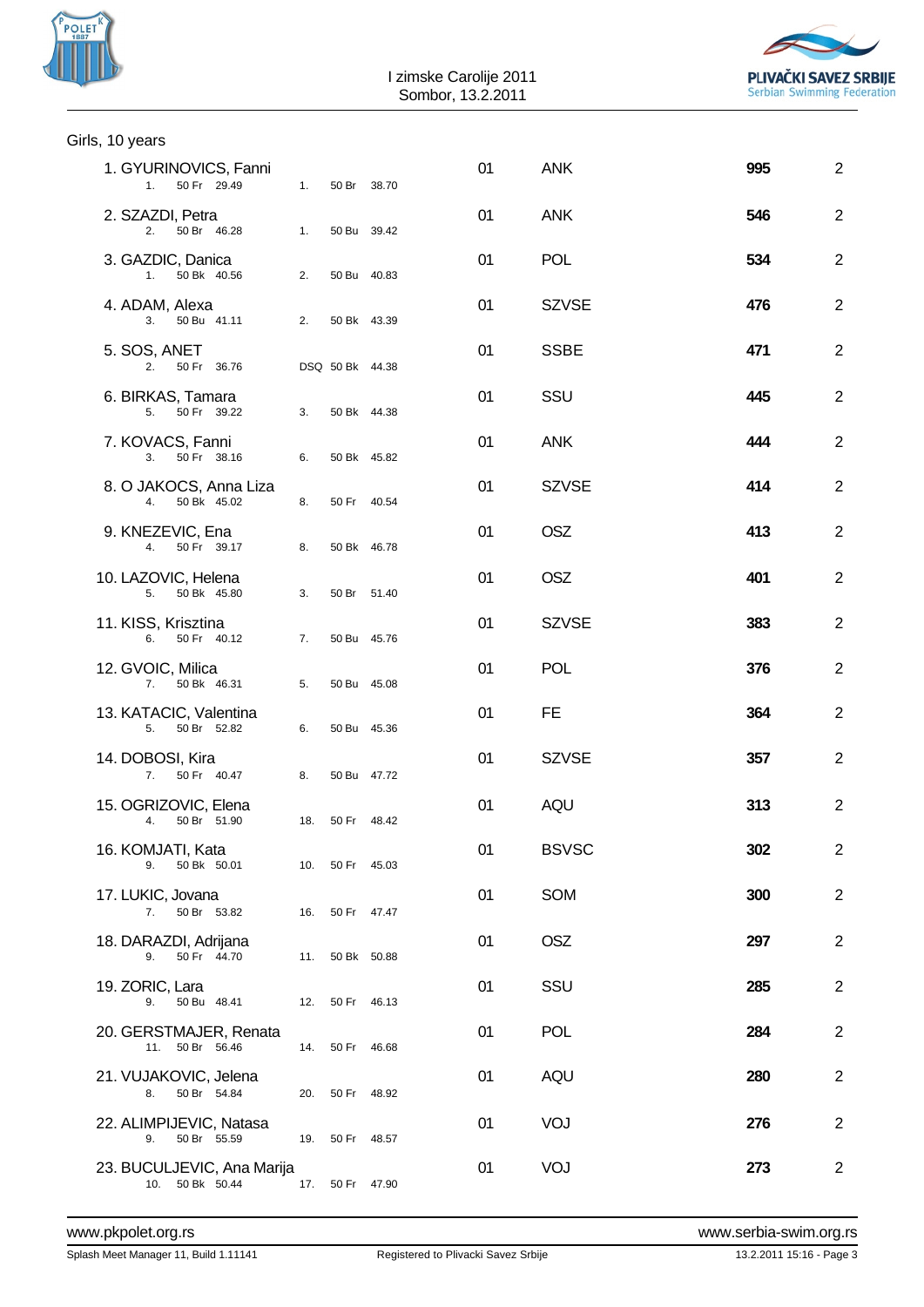I zimske Carolije 2011
Sombor, 13.2.2011

## Girls, 10 years

| Place | Name | Event 1 | Event 2 | Year | Club | Points | |
|---|---|---|---|---|---|---|---|
| 1. | GYURINOVICS, Fanni | 1. 50 Fr 29.49 | 1. 50 Br 38.70 | 01 | ANK | **995** | 2 |
| 2. | SZAZDI, Petra | 2. 50 Br 46.28 | 1. 50 Bu 39.42 | 01 | ANK | **546** | 2 |
| 3. | GAZDIC, Danica | 1. 50 Bk 40.56 | 2. 50 Bu 40.83 | 01 | POL | **534** | 2 |
| 4. | ADAM, Alexa | 3. 50 Bu 41.11 | 2. 50 Bk 43.39 | 01 | SZVSE | **476** | 2 |
| 5. | SOS, ANET | 2. 50 Fr 36.76 | DSQ 50 Bk 44.38 | 01 | SSBE | **471** | 2 |
| 6. | BIRKAS, Tamara | 5. 50 Fr 39.22 | 3. 50 Bk 44.38 | 01 | SSU | **445** | 2 |
| 7. | KOVACS, Fanni | 3. 50 Fr 38.16 | 6. 50 Bk 45.82 | 01 | ANK | **444** | 2 |
| 8. | O JAKOCS, Anna Liza | 4. 50 Bk 45.02 | 8. 50 Fr 40.54 | 01 | SZVSE | **414** | 2 |
| 9. | KNEZEVIC, Ena | 4. 50 Fr 39.17 | 8. 50 Bk 46.78 | 01 | OSZ | **413** | 2 |
| 10. | LAZOVIC, Helena | 5. 50 Bk 45.80 | 3. 50 Br 51.40 | 01 | OSZ | **401** | 2 |
| 11. | KISS, Krisztina | 6. 50 Fr 40.12 | 7. 50 Bu 45.76 | 01 | SZVSE | **383** | 2 |
| 12. | GVOIC, Milica | 7. 50 Bk 46.31 | 5. 50 Bu 45.08 | 01 | POL | **376** | 2 |
| 13. | KATACIC, Valentina | 5. 50 Br 52.82 | 6. 50 Bu 45.36 | 01 | FE | **364** | 2 |
| 14. | DOBOSI, Kira | 7. 50 Fr 40.47 | 8. 50 Bu 47.72 | 01 | SZVSE | **357** | 2 |
| 15. | OGRIZOVIC, Elena | 4. 50 Br 51.90 | 18. 50 Fr 48.42 | 01 | AQU | **313** | 2 |
| 16. | KOMJATI, Kata | 9. 50 Bk 50.01 | 10. 50 Fr 45.03 | 01 | BSVSC | **302** | 2 |
| 17. | LUKIC, Jovana | 7. 50 Br 53.82 | 16. 50 Fr 47.47 | 01 | SOM | **300** | 2 |
| 18. | DARAZDI, Adrijana | 9. 50 Fr 44.70 | 11. 50 Bk 50.88 | 01 | OSZ | **297** | 2 |
| 19. | ZORIC, Lara | 9. 50 Bu 48.41 | 12. 50 Fr 46.13 | 01 | SSU | **285** | 2 |
| 20. | GERSTMAJER, Renata | 11. 50 Br 56.46 | 14. 50 Fr 46.68 | 01 | POL | **284** | 2 |
| 21. | VUJAKOVIC, Jelena | 8. 50 Br 54.84 | 20. 50 Fr 48.92 | 01 | AQU | **280** | 2 |
| 22. | ALIMPIJEVIC, Natasa | 9. 50 Br 55.59 | 19. 50 Fr 48.57 | 01 | VOJ | **276** | 2 |
| 23. | BUCULJEVIC, Ana Marija | 10. 50 Bk 50.44 | 17. 50 Fr 47.90 | 01 | VOJ | **273** | 2 |

www.pkpolet.org.rs www.serbia-swim.org.rs

Splash Meet Manager 11, Build 1.11141 Registered to Plivacki Savez Srbije 13.2.2011 15:16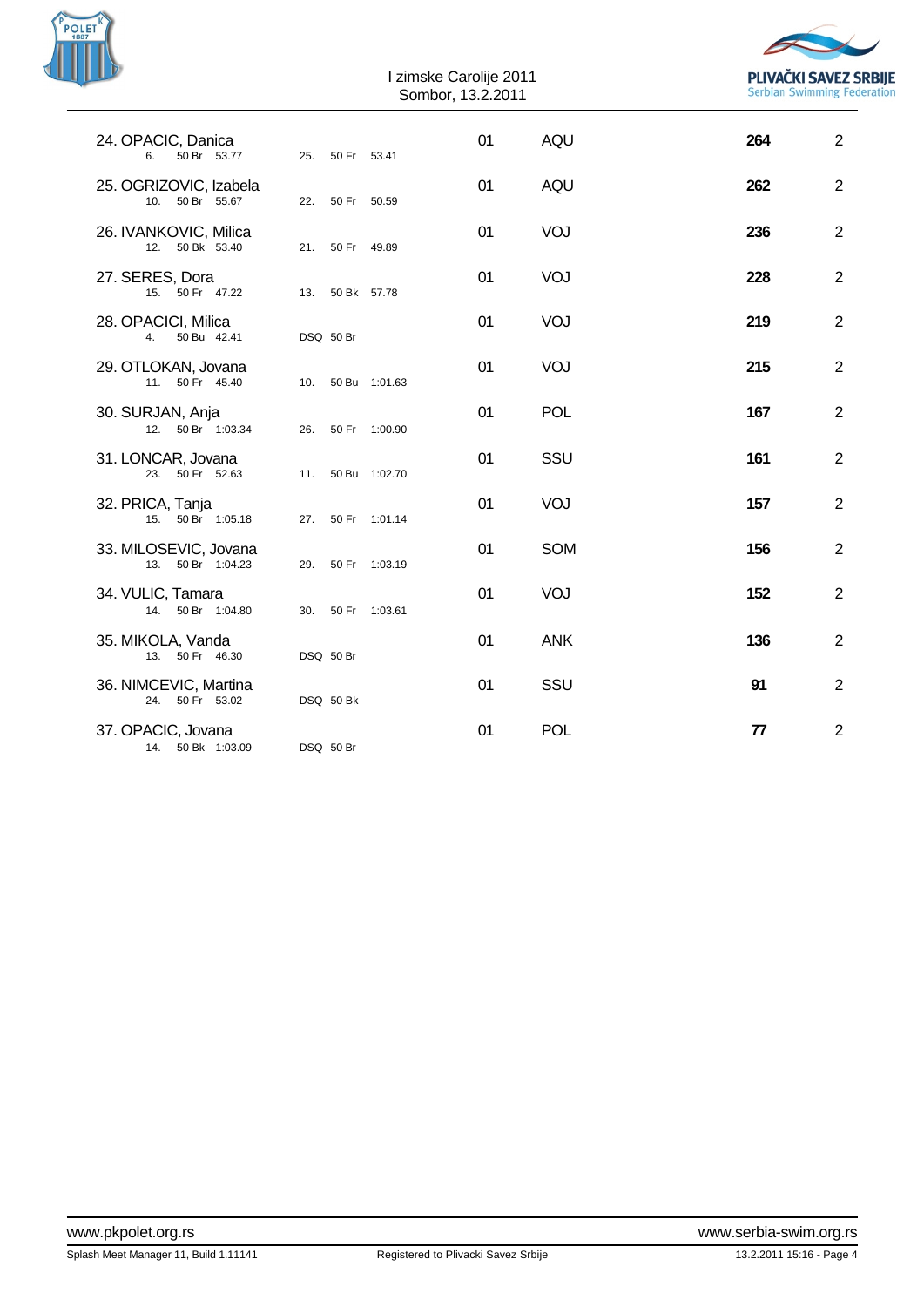I zimske Carolije 2011
Sombor, 13.2.2011

| | | | | | |
|---|---|---|---|---|---|
| 24. OPACIC, Danica<br>6. 50 Br 53.77 | 25. 50 Fr 53.41 | 01 | AQU | **264** | 2 |
| 25. OGRIZOVIC, Izabela<br>10. 50 Br 55.67 | 22. 50 Fr 50.59 | 01 | AQU | **262** | 2 |
| 26. IVANKOVIC, Milica<br>12. 50 Bk 53.40 | 21. 50 Fr 49.89 | 01 | VOJ | **236** | 2 |
| 27. SERES, Dora<br>15. 50 Fr 47.22 | 13. 50 Bk 57.78 | 01 | VOJ | **228** | 2 |
| 28. OPACICI, Milica<br>4. 50 Bu 42.41 | DSQ 50 Br | 01 | VOJ | **219** | 2 |
| 29. OTLOKAN, Jovana<br>11. 50 Fr 45.40 | 10. 50 Bu 1:01.63 | 01 | VOJ | **215** | 2 |
| 30. SURJAN, Anja<br>12. 50 Br 1:03.34 | 26. 50 Fr 1:00.90 | 01 | POL | **167** | 2 |
| 31. LONCAR, Jovana<br>23. 50 Fr 52.63 | 11. 50 Bu 1:02.70 | 01 | SSU | **161** | 2 |
| 32. PRICA, Tanja<br>15. 50 Br 1:05.18 | 27. 50 Fr 1:01.14 | 01 | VOJ | **157** | 2 |
| 33. MILOSEVIC, Jovana<br>13. 50 Br 1:04.23 | 29. 50 Fr 1:03.19 | 01 | SOM | **156** | 2 |
| 34. VULIC, Tamara<br>14. 50 Br 1:04.80 | 30. 50 Fr 1:03.61 | 01 | VOJ | **152** | 2 |
| 35. MIKOLA, Vanda<br>13. 50 Fr 46.30 | DSQ 50 Br | 01 | ANK | **136** | 2 |
| 36. NIMCEVIC, Martina<br>24. 50 Fr 53.02 | DSQ 50 Bk | 01 | SSU | **91** | 2 |
| 37. OPACIC, Jovana<br>14. 50 Bk 1:03.09 | DSQ 50 Br | 01 | POL | **77** | 2 |

www.pkpolet.org.rs www.serbia-swim.org.rs

Splash Meet Manager 11, Build 1.11141 Registered to Plivacki Savez Srbije 13.2.2011 15:16